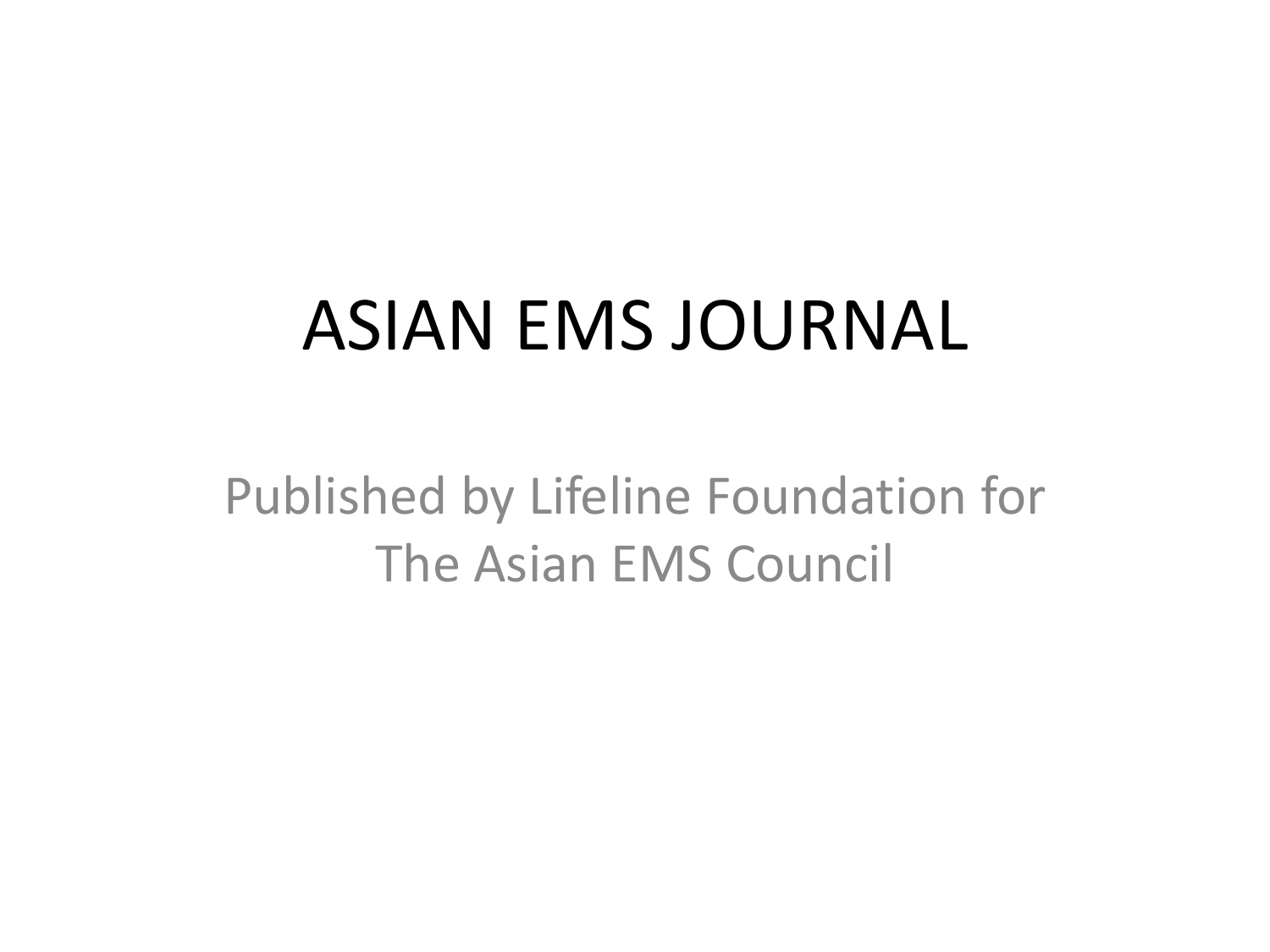# ASIAN EMS JOURNAL

Published by Lifeline Foundation for The Asian EMS Council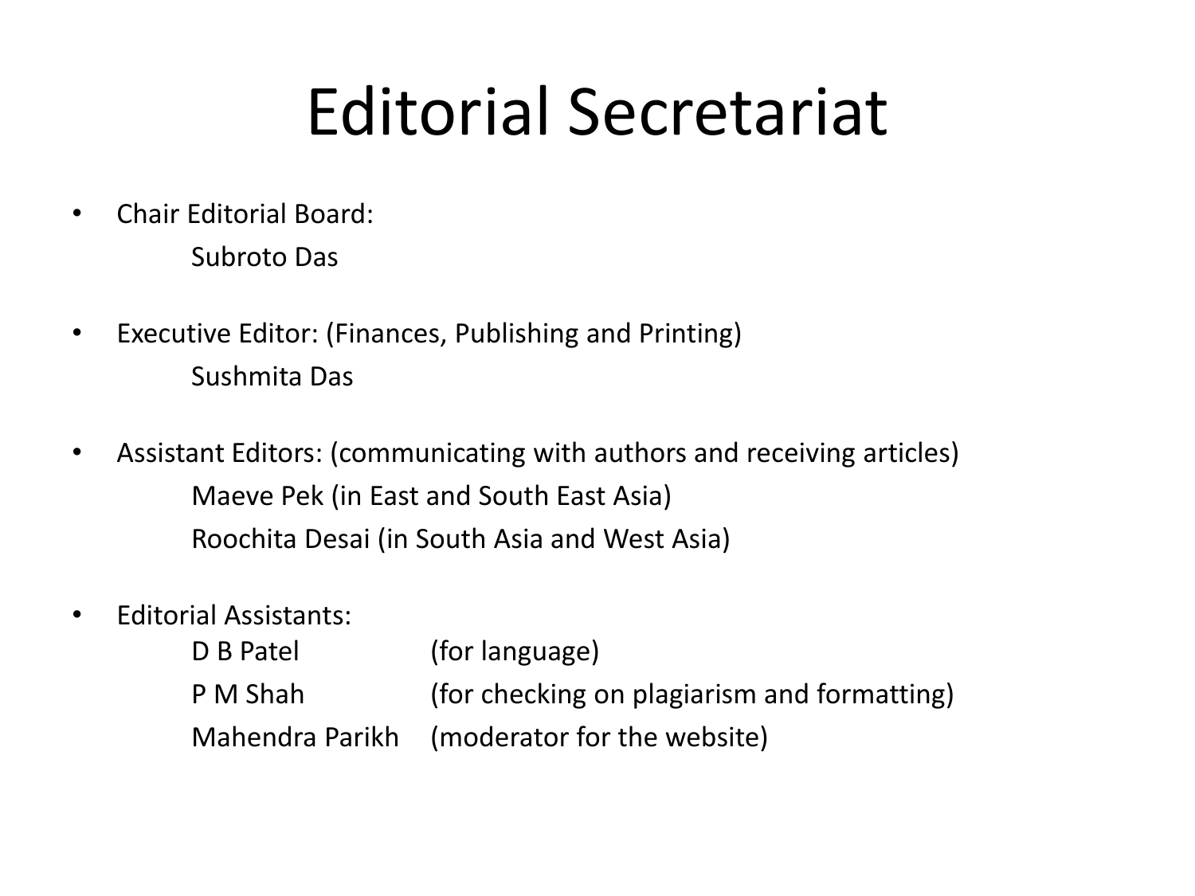# Editorial Secretariat

- Chair Editorial Board:
  Subroto Das

- Executive Editor: (Finances, Publishing and Printing)
  Sushmita Das

- Assistant Editors: (communicating with authors and receiving articles)
  Maeve Pek (in East and South East Asia)
  Roochita Desai (in South Asia and West Asia)

- Editorial Assistants:
  D B Patel (for language)
  P M Shah (for checking on plagiarism and formatting)
  Mahendra Parikh (moderator for the website)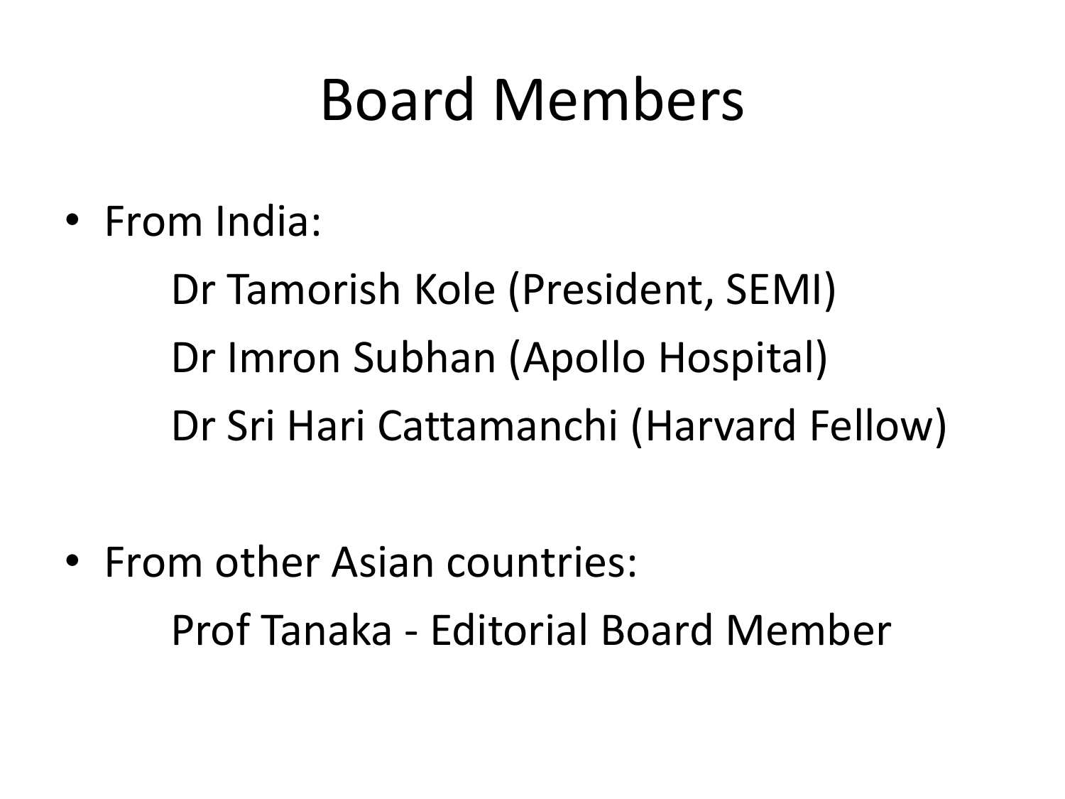# Board Members

- From India:

  Dr Tamorish Kole (President, SEMI)

  Dr Imron Subhan (Apollo Hospital)

  Dr Sri Hari Cattamanchi (Harvard Fellow)

- From other Asian countries:

  Prof Tanaka - Editorial Board Member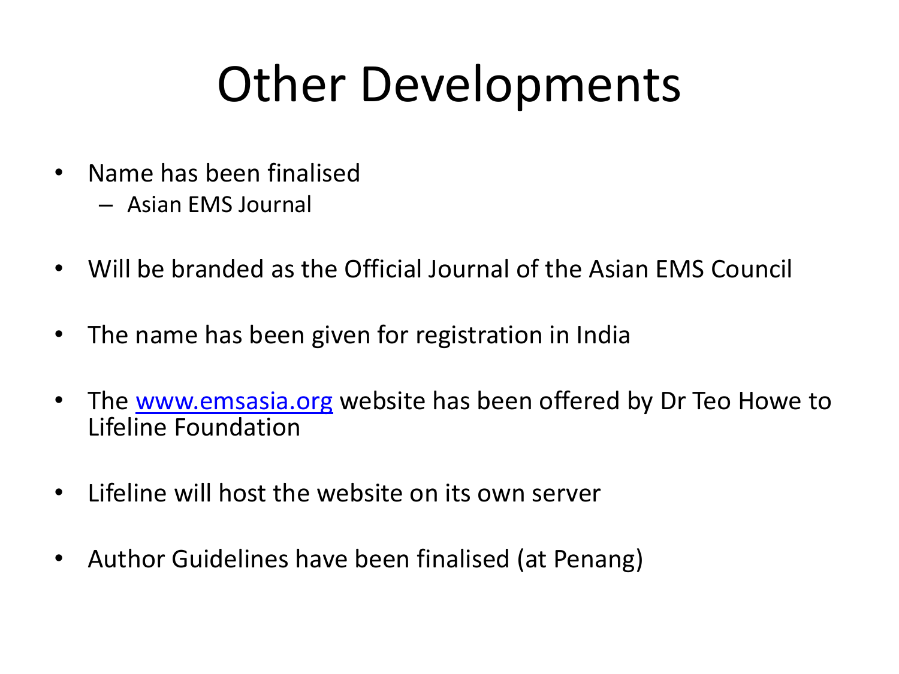# Other Developments

- Name has been finalised
  - Asian EMS Journal
- Will be branded as the Official Journal of the Asian EMS Council
- The name has been given for registration in India
- The www.emsasia.org website has been offered by Dr Teo Howe to Lifeline Foundation
- Lifeline will host the website on its own server
- Author Guidelines have been finalised (at Penang)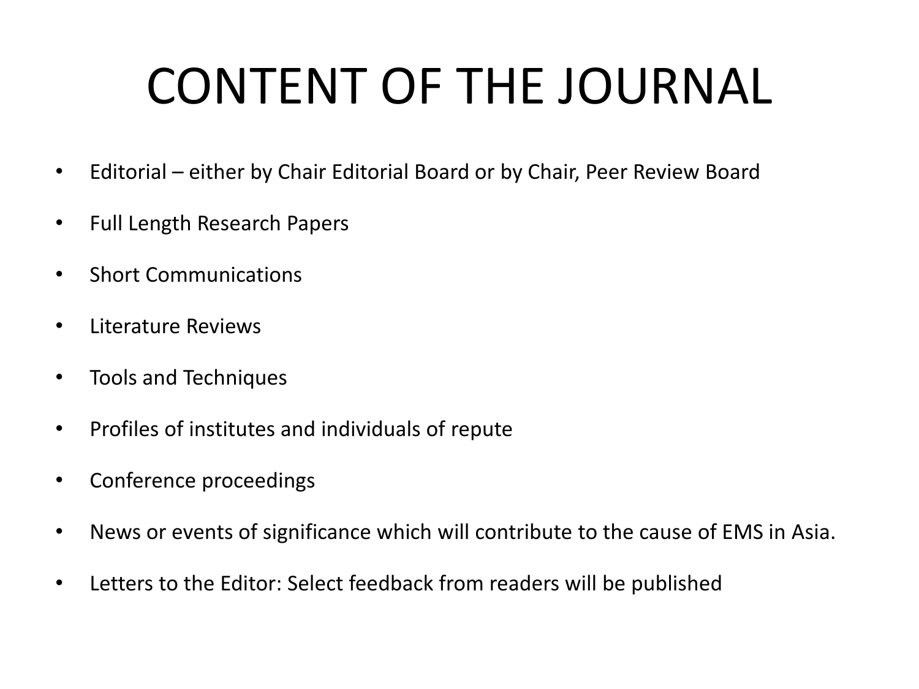# CONTENT OF THE JOURNAL

- Editorial – either by Chair Editorial Board or by Chair, Peer Review Board
- Full Length Research Papers
- Short Communications
- Literature Reviews
- Tools and Techniques
- Profiles of institutes and individuals of repute
- Conference proceedings
- News or events of significance which will contribute to the cause of EMS in Asia.
- Letters to the Editor: Select feedback from readers will be published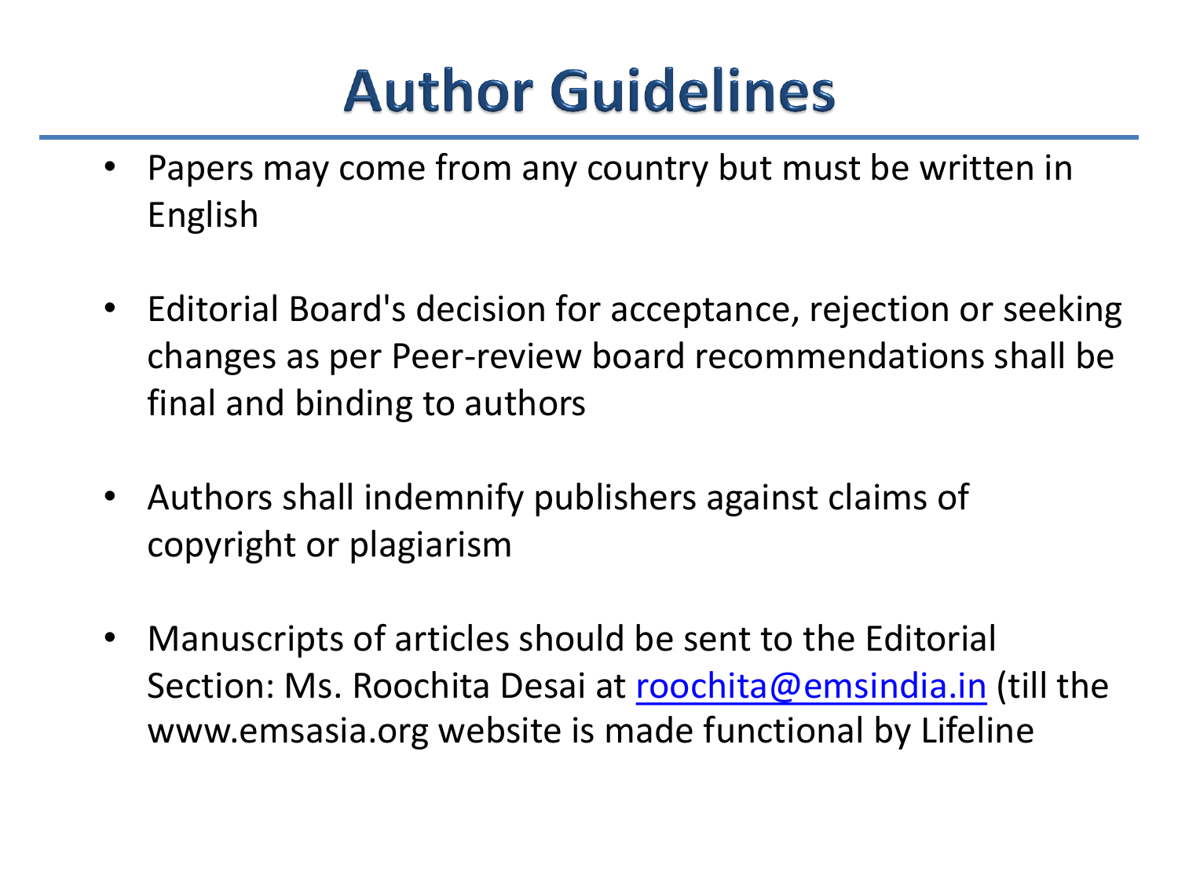# Author Guidelines

- Papers may come from any country but must be written in English
- Editorial Board's decision for acceptance, rejection or seeking changes as per Peer-review board recommendations shall be final and binding to authors
- Authors shall indemnify publishers against claims of copyright or plagiarism
- Manuscripts of articles should be sent to the Editorial Section: Ms. Roochita Desai at roochita@emsindia.in (till the www.emsasia.org website is made functional by Lifeline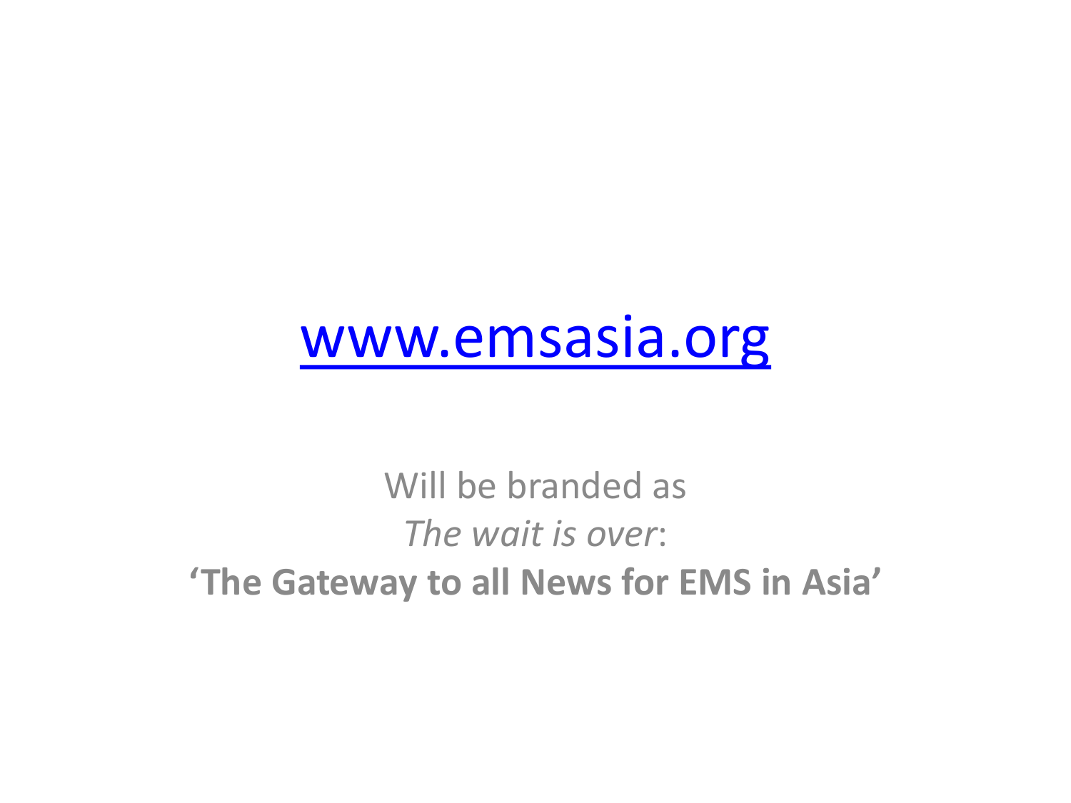[www.emsasia.org](http://www.emsasia.org)

Will be branded as

*The wait is over*:

**'The Gateway to all News for EMS in Asia'**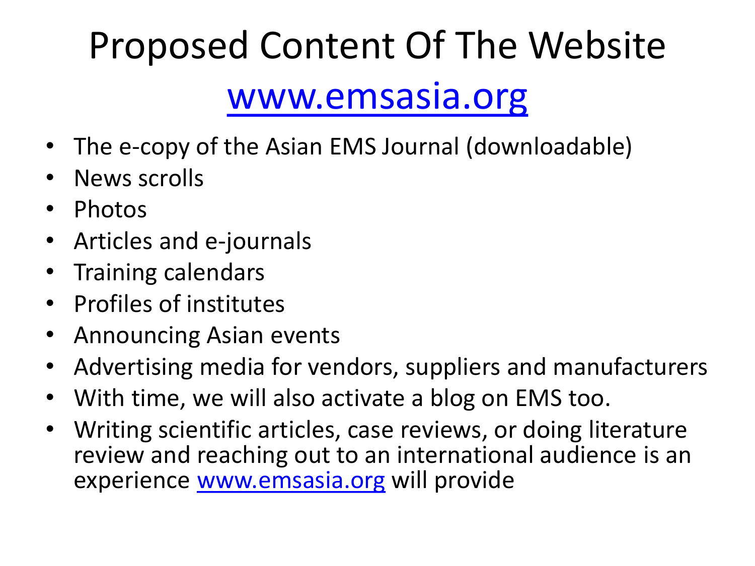# Proposed Content Of The Website

## www.emsasia.org

- The e-copy of the Asian EMS Journal (downloadable)
- News scrolls
- Photos
- Articles and e-journals
- Training calendars
- Profiles of institutes
- Announcing Asian events
- Advertising media for vendors, suppliers and manufacturers
- With time, we will also activate a blog on EMS too.
- Writing scientific articles, case reviews, or doing literature review and reaching out to an international audience is an experience www.emsasia.org will provide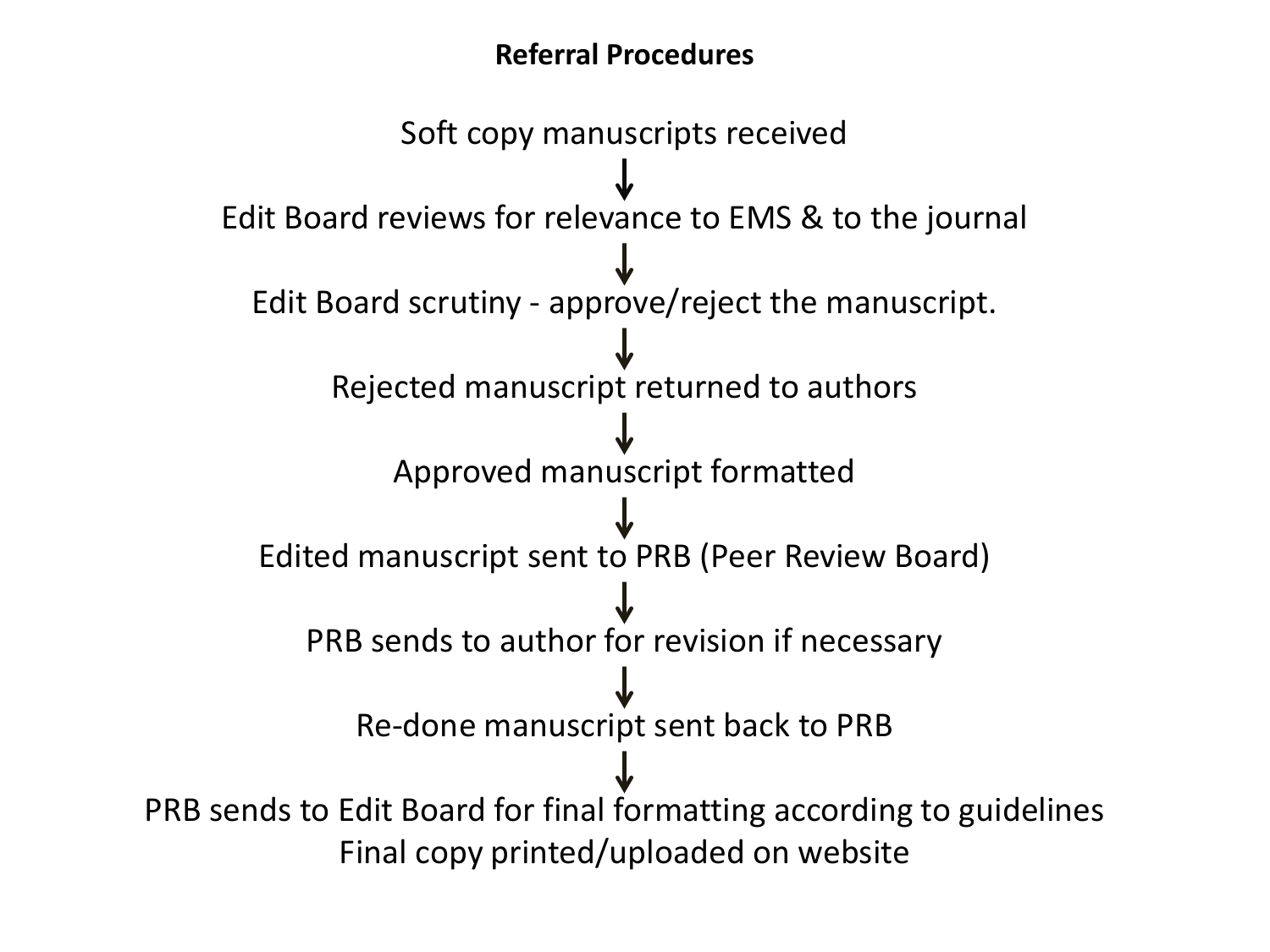**Referral Procedures**

Soft copy manuscripts received

↓

Edit Board reviews for relevance to EMS & to the journal

↓

Edit Board scrutiny - approve/reject the manuscript.

↓

Rejected manuscript returned to authors

↓

Approved manuscript formatted

↓

Edited manuscript sent to PRB (Peer Review Board)

↓

PRB sends to author for revision if necessary

↓

Re-done manuscript sent back to PRB

↓

PRB sends to Edit Board for final formatting according to guidelines
Final copy printed/uploaded on website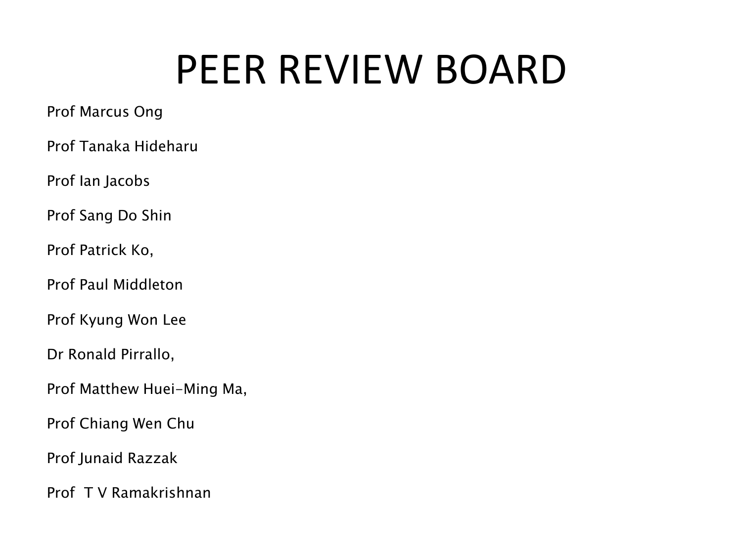# PEER REVIEW BOARD

Prof Marcus Ong

Prof Tanaka Hideharu

Prof Ian Jacobs

Prof Sang Do Shin

Prof Patrick Ko,

Prof Paul Middleton

Prof Kyung Won Lee

Dr Ronald Pirrallo,

Prof Matthew Huei-Ming Ma,

Prof Chiang Wen Chu

Prof Junaid Razzak

Prof  T V Ramakrishnan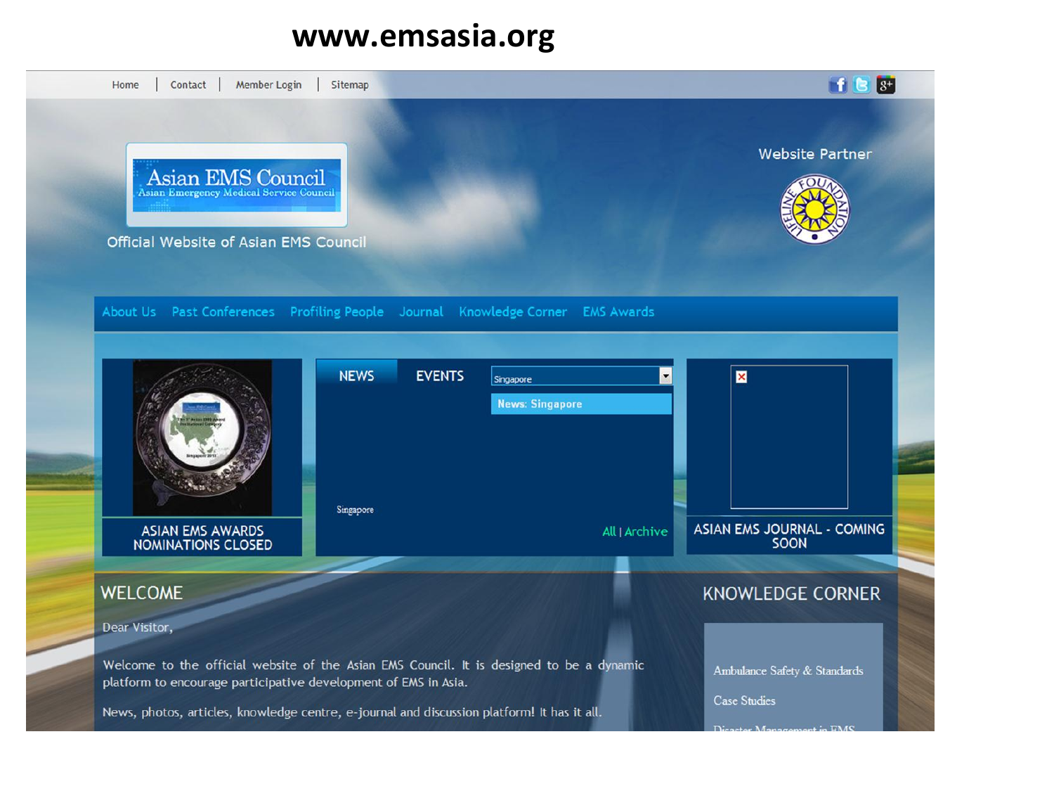# www.emsasia.org

Home | Contact | Member Login | Sitemap

Asian EMS Council
Asian Emergency Medical Service Council

Official Website of Asian EMS Council

Website Partner

About Us   Past Conferences   Profiling People   Journal   Knowledge Corner   EMS Awards

ASIAN EMS AWARDS NOMINATIONS CLOSED

NEWS   EVENTS   Singapore

News: Singapore

Singapore

All | Archive

ASIAN EMS JOURNAL - COMING SOON

## WELCOME

Dear Visitor,

Welcome to the official website of the Asian EMS Council. It is designed to be a dynamic platform to encourage participative development of EMS in Asia.

News, photos, articles, knowledge centre, e-journal and discussion platform! It has it all.

## KNOWLEDGE CORNER

Ambulance Safety & Standards

Case Studies

Disaster Management in EMS